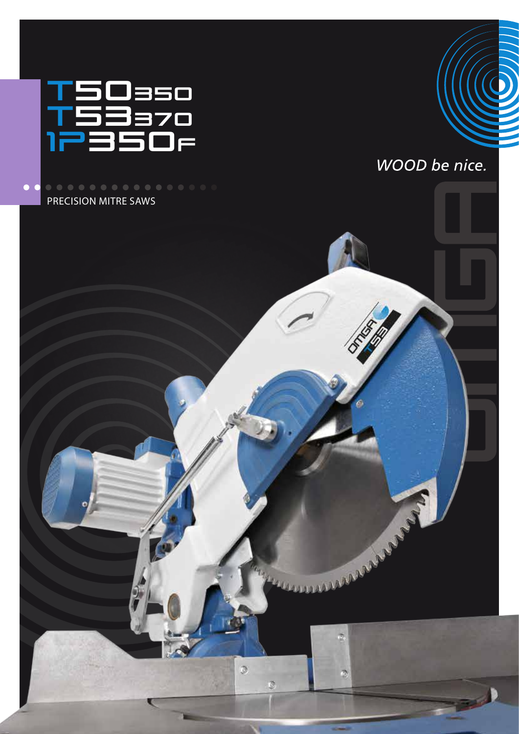# T50 350
# T53 370
# 1P 350 F

*WOOD be nice.*

PRECISION MITRE SAWS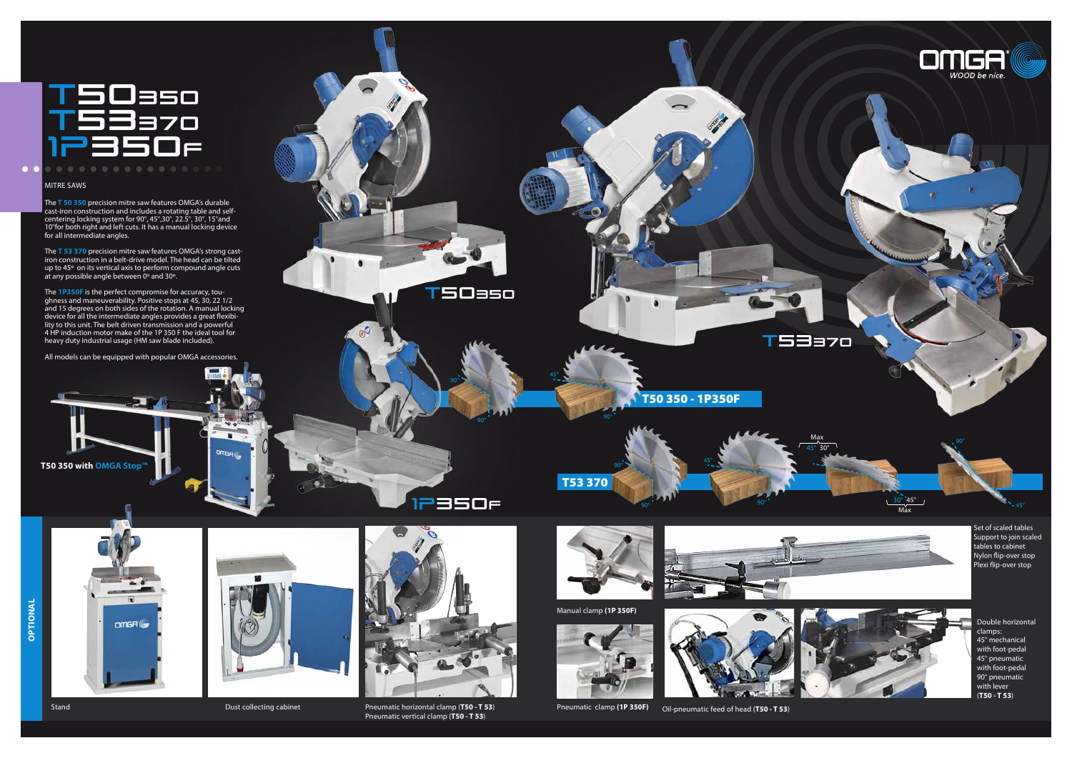# T50 350
# T53 370
# 1P350F

MITRE SAWS

The **T 50 350** precision mitre saw features OMGA's durable cast-iron construction and includes a rotating table and self-centering locking system for 90°, 45°,30°, 22.5°, 30°, 15°and 10°for both right and left cuts. It has a manual locking device for all intermediate angles.

The **T 53 370** precision mitre saw features OMGA's strong cast-iron construction in a belt-drive model. The head can be tilted up to 45° on its vertical axis to perform compound angle cuts at any possible angle between 0° and 30°.

The **1P350F** is the perfect compromise for accuracy, toughness and maneuverability. Positive stops at 45, 30, 22 1/2 and 15 degrees on both sides of the rotation. A manual locking device for all the intermediate angles provides a great flexibility to this unit. The belt driven transmission and a powerful 4 HP induction motor make of the 1P 350 F the ideal tool for heavy duty industrial usage (HM saw blade included).

All models can be equipped with popular OMGA accessories.

**T50 350 with OMGA Stop™**

T50350

T53370

1P350F

**T50 350 - 1P350F**

90° 90° 45° 90°

**T53 370**

90° 90° 45° 90° Max 45° 30° 30° 45° Max 90° 45°

## OPTIONAL

Stand

Dust collecting cabinet

Pneumatic horizontal clamp (**T50 - T53**)
Pneumatic vertical clamp (**T50 - T 53**)

Manual clamp (**1P 350F**)

Set of scaled tables
Support to join scaled tables to cabinet
Nylon flip-over stop
Plexi flip-over stop

Pneumatic clamp (**1P 350F**)

Oil-pneumatic feed of head (**T50 - T 53**)

Double horizontal clamps:
45° mechanical with foot-pedal
45° pneumatic with foot-pedal
90° pneumatic with lever
(**T50 - T 53**)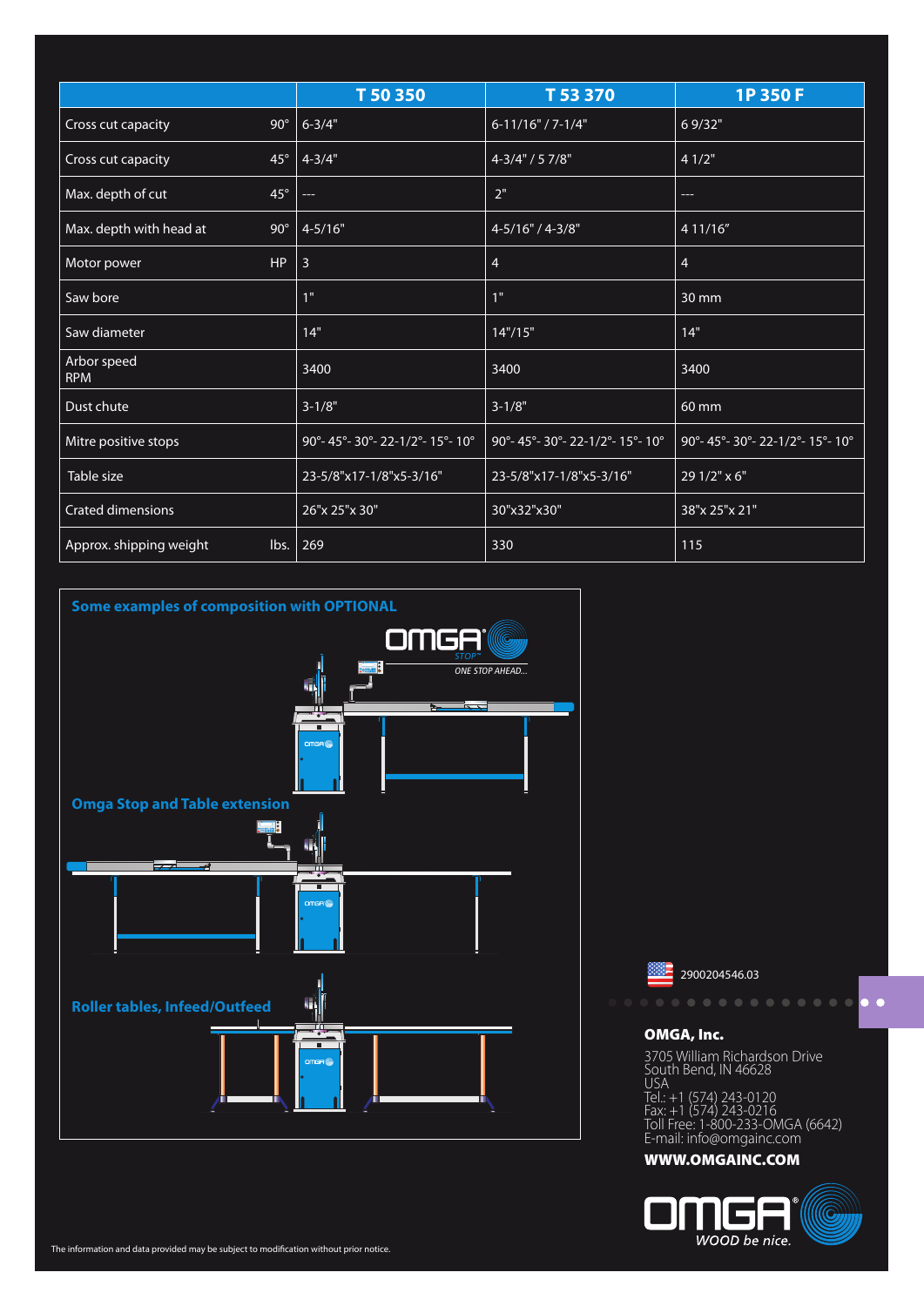| | | T 50 350 | T 53 370 | 1P 350 F |
|---|---|---|---|---|
| Cross cut capacity | 90° | 6-3/4" | 6-11/16" / 7-1/4" | 6 9/32" |
| Cross cut capacity | 45° | 4-3/4" | 4-3/4" / 5 7/8" | 4 1/2" |
| Max. depth of cut | 45° | --- | 2" | --- |
| Max. depth with head at | 90° | 4-5/16" | 4-5/16" / 4-3/8" | 4 11/16" |
| Motor power | HP | 3 | 4 | 4 |
| Saw bore | | 1" | 1" | 30 mm |
| Saw diameter | | 14" | 14"/15" | 14" |
| Arbor speed RPM | | 3400 | 3400 | 3400 |
| Dust chute | | 3-1/8" | 3-1/8" | 60 mm |
| Mitre positive stops | | 90°- 45°- 30°- 22-1/2°- 15°- 10° | 90°- 45°- 30°- 22-1/2°- 15°- 10° | 90°- 45°- 30°- 22-1/2°- 15°- 10° |
| Table size | | 23-5/8"x17-1/8"x5-3/16" | 23-5/8"x17-1/8"x5-3/16" | 29 1/2" x 6" |
| Crated dimensions | | 26"x 25"x 30" | 30"x32"x30" | 38"x 25"x 21" |
| Approx. shipping weight | lbs. | 269 | 330 | 115 |

## Some examples of composition with OPTIONAL

OMGA STOP™ ONE STOP AHEAD...

**Omga Stop and Table extension**

**Roller tables, Infeed/Outfeed**

2900204546.03

**OMGA, Inc.**

3705 William Richardson Drive
South Bend, IN 46628
USA
Tel.: +1 (574) 243-0120
Fax: +1 (574) 243-0216
Toll Free: 1-800-233-OMGA (6642)
E-mail: info@omgainc.com

**WWW.OMGAINC.COM**

OMGA® WOOD be nice.

The information and data provided may be subject to modification without prior notice.